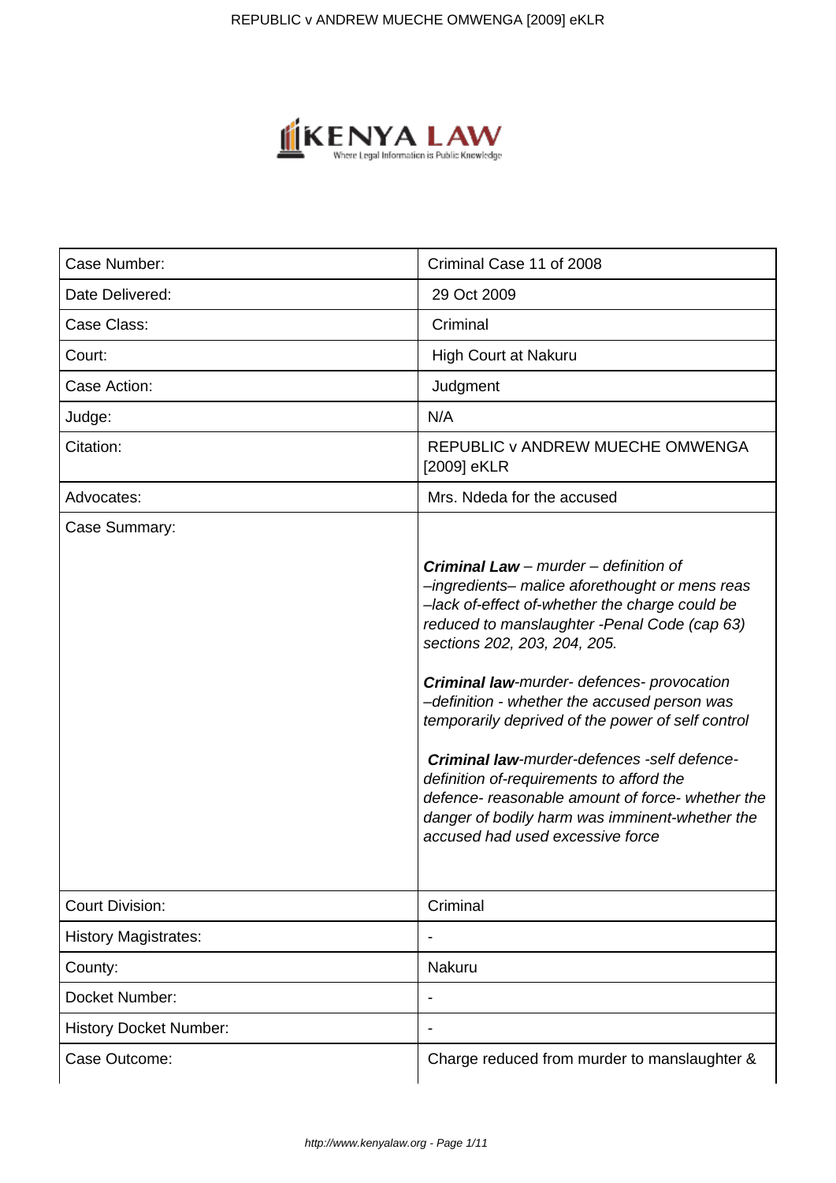| Case Number: | Criminal Case 11 of 2008 |
| --- | --- |
| Date Delivered: | 29 Oct 2009 |
| Case Class: | Criminal |
| Court: | High Court at Nakuru |
| Case Action: | Judgment |
| Judge: | N/A |
| Citation: | REPUBLIC v ANDREW MUECHE OMWENGA [2009] eKLR |
| Advocates: | Mrs. Ndeda for the accused |
| Case Summary: | ***Criminal Law** – murder – definition of –ingredients– malice aforethought or mens reas –lack of-effect of-whether the charge could be reduced to manslaughter -Penal Code (cap 63) sections 202, 203, 204, 205.*<br><br>***Criminal law**-murder- defences- provocation –definition - whether the accused person was temporarily deprived of the power of self control*<br><br>***Criminal law**-murder-defences -self defence- definition of-requirements to afford the defence- reasonable amount of force- whether the danger of bodily harm was imminent-whether the accused had used excessive force* |
| Court Division: | Criminal |
| History Magistrates: | - |
| County: | Nakuru |
| Docket Number: | - |
| History Docket Number: | - |
| Case Outcome: | Charge reduced from murder to manslaughter & |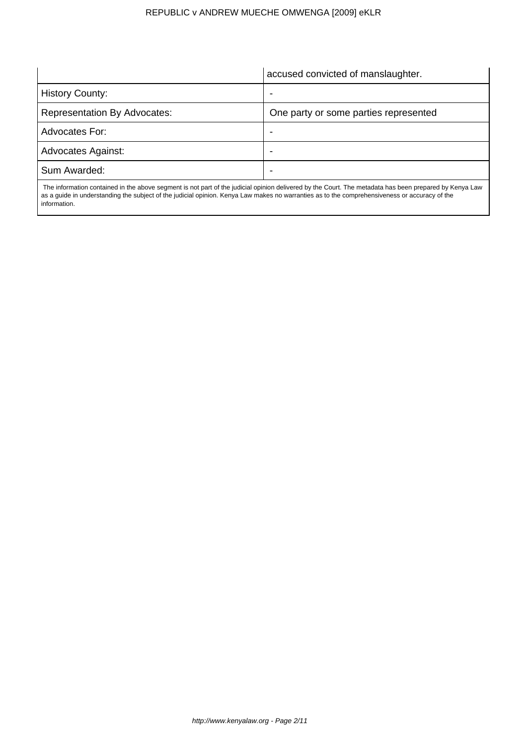| | |
|---|---|
| | accused convicted of manslaughter. |
| History County: | - |
| Representation By Advocates: | One party or some parties represented |
| Advocates For: | - |
| Advocates Against: | - |
| Sum Awarded: | - |

The information contained in the above segment is not part of the judicial opinion delivered by the Court. The metadata has been prepared by Kenya Law as a guide in understanding the subject of the judicial opinion. Kenya Law makes no warranties as to the comprehensiveness or accuracy of the information.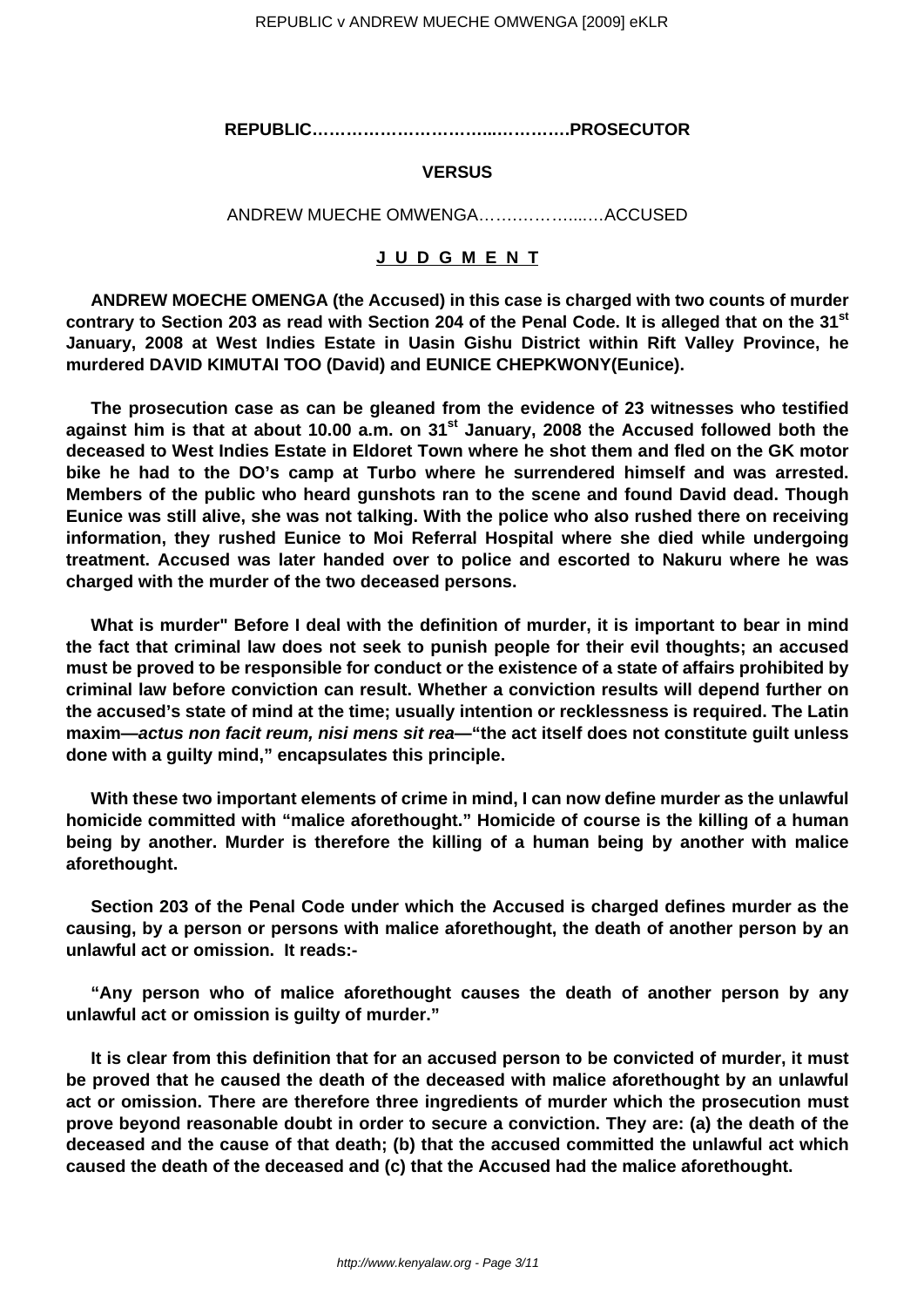**REPUBLIC………………………….....………….PROSECUTOR**

**VERSUS**

ANDREW MUECHE OMWENGA……………....….ACCUSED

**J U D G M E N T**

**ANDREW MOECHE OMENGA (the Accused) in this case is charged with two counts of murder contrary to Section 203 as read with Section 204 of the Penal Code. It is alleged that on the 31st January, 2008 at West Indies Estate in Uasin Gishu District within Rift Valley Province, he murdered DAVID KIMUTAI TOO (David) and EUNICE CHEPKWONY(Eunice).**

**The prosecution case as can be gleaned from the evidence of 23 witnesses who testified against him is that at about 10.00 a.m. on 31st January, 2008 the Accused followed both the deceased to West Indies Estate in Eldoret Town where he shot them and fled on the GK motor bike he had to the DO's camp at Turbo where he surrendered himself and was arrested. Members of the public who heard gunshots ran to the scene and found David dead. Though Eunice was still alive, she was not talking. With the police who also rushed there on receiving information, they rushed Eunice to Moi Referral Hospital where she died while undergoing treatment. Accused was later handed over to police and escorted to Nakuru where he was charged with the murder of the two deceased persons.**

**What is murder" Before I deal with the definition of murder, it is important to bear in mind the fact that criminal law does not seek to punish people for their evil thoughts; an accused must be proved to be responsible for conduct or the existence of a state of affairs prohibited by criminal law before conviction can result. Whether a conviction results will depend further on the accused's state of mind at the time; usually intention or recklessness is required. The Latin maxim—*actus non facit reum, nisi mens sit rea*—"the act itself does not constitute guilt unless done with a guilty mind," encapsulates this principle.**

**With these two important elements of crime in mind, I can now define murder as the unlawful homicide committed with "malice aforethought." Homicide of course is the killing of a human being by another. Murder is therefore the killing of a human being by another with malice aforethought.**

**Section 203 of the Penal Code under which the Accused is charged defines murder as the causing, by a person or persons with malice aforethought, the death of another person by an unlawful act or omission. It reads:-**

**"Any person who of malice aforethought causes the death of another person by any unlawful act or omission is guilty of murder."**

**It is clear from this definition that for an accused person to be convicted of murder, it must be proved that he caused the death of the deceased with malice aforethought by an unlawful act or omission. There are therefore three ingredients of murder which the prosecution must prove beyond reasonable doubt in order to secure a conviction. They are: (a) the death of the deceased and the cause of that death; (b) that the accused committed the unlawful act which caused the death of the deceased and (c) that the Accused had the malice aforethought.**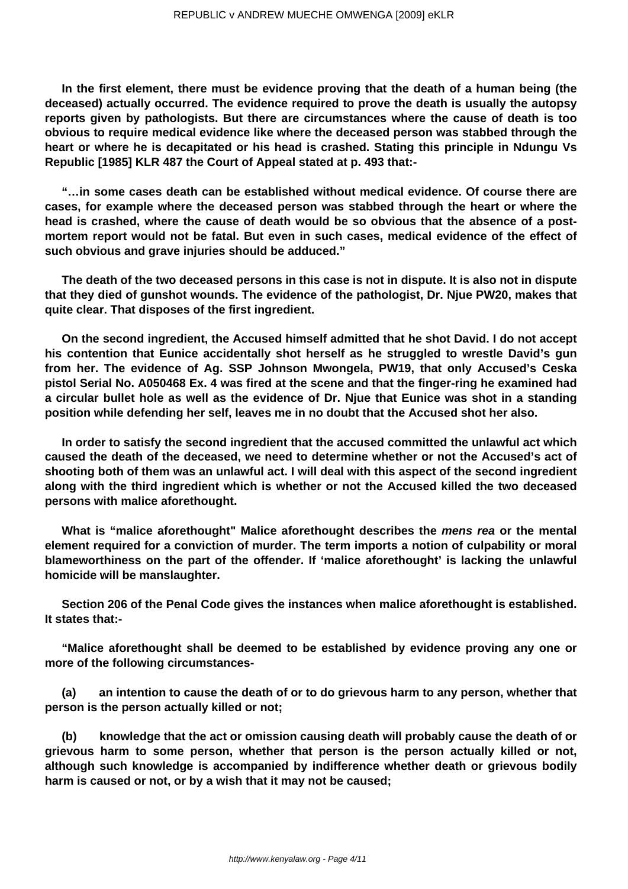**In the first element, there must be evidence proving that the death of a human being (the deceased) actually occurred. The evidence required to prove the death is usually the autopsy reports given by pathologists. But there are circumstances where the cause of death is too obvious to require medical evidence like where the deceased person was stabbed through the heart or where he is decapitated or his head is crashed. Stating this principle in Ndungu Vs Republic [1985] KLR 487 the Court of Appeal stated at p. 493 that:-**

**"…in some cases death can be established without medical evidence. Of course there are cases, for example where the deceased person was stabbed through the heart or where the head is crashed, where the cause of death would be so obvious that the absence of a post-mortem report would not be fatal. But even in such cases, medical evidence of the effect of such obvious and grave injuries should be adduced."**

**The death of the two deceased persons in this case is not in dispute. It is also not in dispute that they died of gunshot wounds. The evidence of the pathologist, Dr. Njue PW20, makes that quite clear. That disposes of the first ingredient.**

**On the second ingredient, the Accused himself admitted that he shot David. I do not accept his contention that Eunice accidentally shot herself as he struggled to wrestle David's gun from her. The evidence of Ag. SSP Johnson Mwongela, PW19, that only Accused's Ceska pistol Serial No. A050468 Ex. 4 was fired at the scene and that the finger-ring he examined had a circular bullet hole as well as the evidence of Dr. Njue that Eunice was shot in a standing position while defending her self, leaves me in no doubt that the Accused shot her also.**

**In order to satisfy the second ingredient that the accused committed the unlawful act which caused the death of the deceased, we need to determine whether or not the Accused's act of shooting both of them was an unlawful act. I will deal with this aspect of the second ingredient along with the third ingredient which is whether or not the Accused killed the two deceased persons with malice aforethought.**

**What is "malice aforethought" Malice aforethought describes the *mens rea* or the mental element required for a conviction of murder. The term imports a notion of culpability or moral blameworthiness on the part of the offender. If 'malice aforethought' is lacking the unlawful homicide will be manslaughter.**

**Section 206 of the Penal Code gives the instances when malice aforethought is established. It states that:-**

**"Malice aforethought shall be deemed to be established by evidence proving any one or more of the following circumstances-**

**(a) an intention to cause the death of or to do grievous harm to any person, whether that person is the person actually killed or not;**

**(b) knowledge that the act or omission causing death will probably cause the death of or grievous harm to some person, whether that person is the person actually killed or not, although such knowledge is accompanied by indifference whether death or grievous bodily harm is caused or not, or by a wish that it may not be caused;**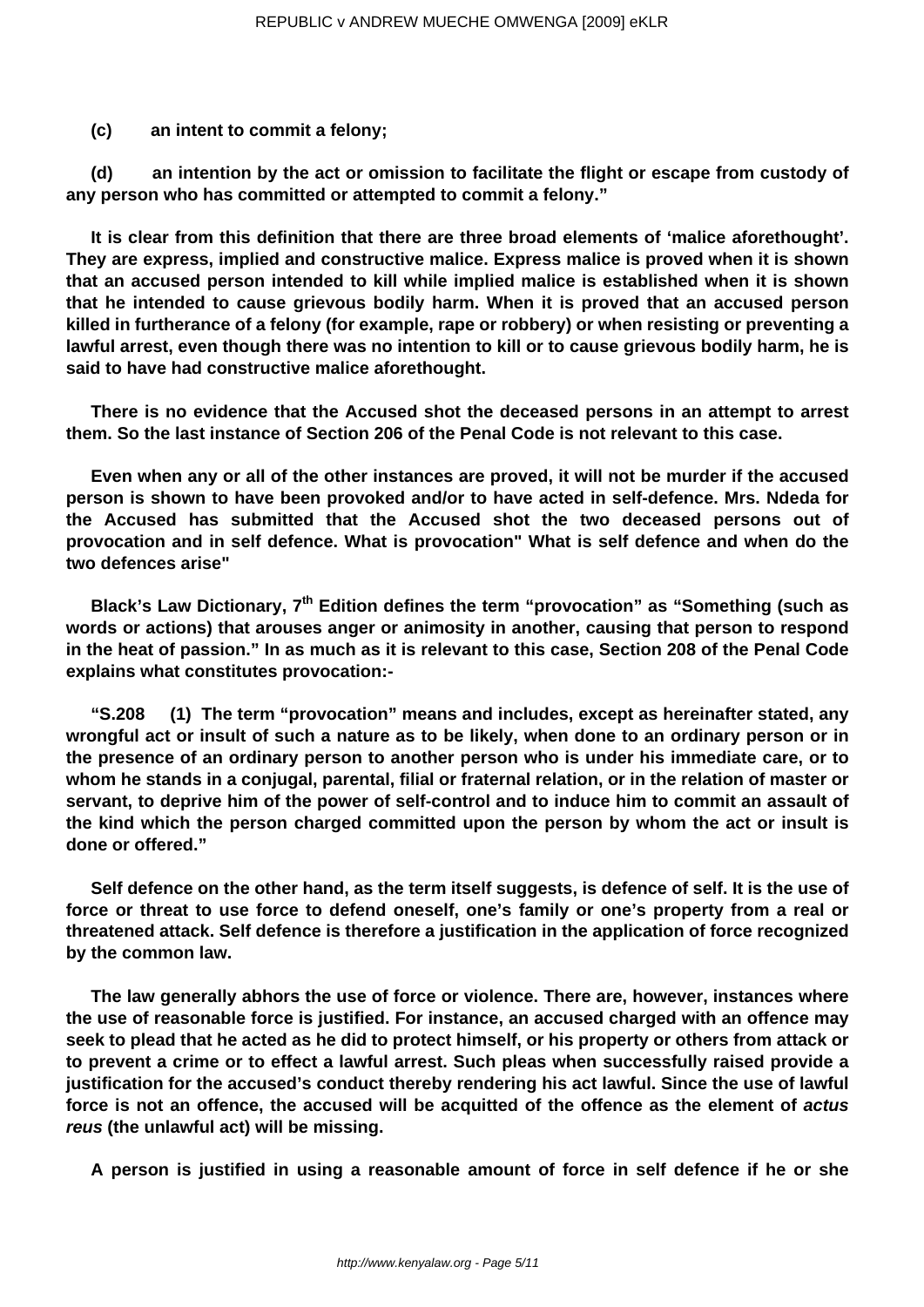**(c) an intent to commit a felony;**

**(d) an intention by the act or omission to facilitate the flight or escape from custody of any person who has committed or attempted to commit a felony."**

**It is clear from this definition that there are three broad elements of 'malice aforethought'. They are express, implied and constructive malice. Express malice is proved when it is shown that an accused person intended to kill while implied malice is established when it is shown that he intended to cause grievous bodily harm. When it is proved that an accused person killed in furtherance of a felony (for example, rape or robbery) or when resisting or preventing a lawful arrest, even though there was no intention to kill or to cause grievous bodily harm, he is said to have had constructive malice aforethought.**

**There is no evidence that the Accused shot the deceased persons in an attempt to arrest them. So the last instance of Section 206 of the Penal Code is not relevant to this case.**

**Even when any or all of the other instances are proved, it will not be murder if the accused person is shown to have been provoked and/or to have acted in self-defence. Mrs. Ndeda for the Accused has submitted that the Accused shot the two deceased persons out of provocation and in self defence. What is provocation" What is self defence and when do the two defences arise"**

**Black's Law Dictionary, 7th Edition defines the term "provocation" as "Something (such as words or actions) that arouses anger or animosity in another, causing that person to respond in the heat of passion." In as much as it is relevant to this case, Section 208 of the Penal Code explains what constitutes provocation:-**

**"S.208 (1) The term "provocation" means and includes, except as hereinafter stated, any wrongful act or insult of such a nature as to be likely, when done to an ordinary person or in the presence of an ordinary person to another person who is under his immediate care, or to whom he stands in a conjugal, parental, filial or fraternal relation, or in the relation of master or servant, to deprive him of the power of self-control and to induce him to commit an assault of the kind which the person charged committed upon the person by whom the act or insult is done or offered."**

**Self defence on the other hand, as the term itself suggests, is defence of self. It is the use of force or threat to use force to defend oneself, one's family or one's property from a real or threatened attack. Self defence is therefore a justification in the application of force recognized by the common law.**

**The law generally abhors the use of force or violence. There are, however, instances where the use of reasonable force is justified. For instance, an accused charged with an offence may seek to plead that he acted as he did to protect himself, or his property or others from attack or to prevent a crime or to effect a lawful arrest. Such pleas when successfully raised provide a justification for the accused's conduct thereby rendering his act lawful. Since the use of lawful force is not an offence, the accused will be acquitted of the offence as the element of *actus reus* (the unlawful act) will be missing.**

**A person is justified in using a reasonable amount of force in self defence if he or she**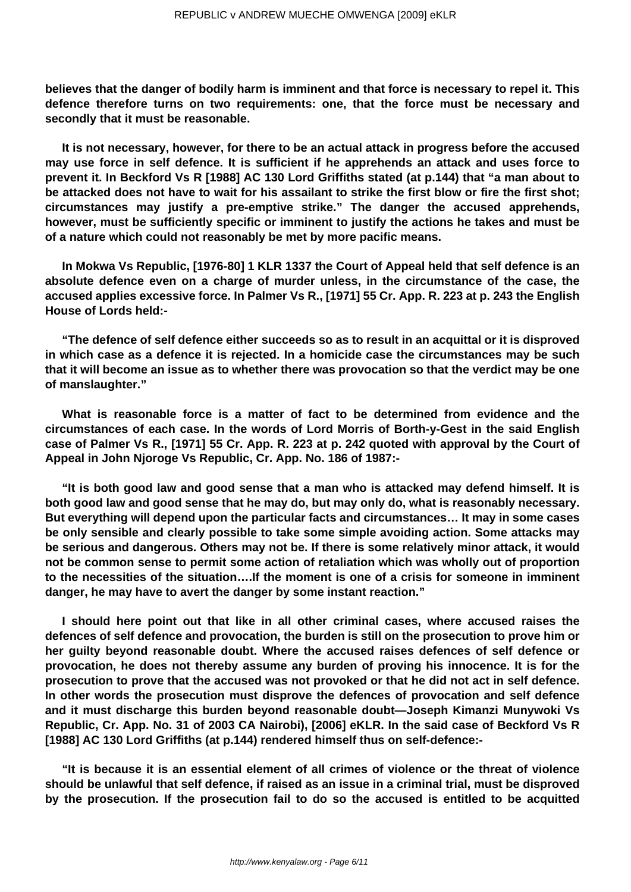**believes that the danger of bodily harm is imminent and that force is necessary to repel it. This defence therefore turns on two requirements: one, that the force must be necessary and secondly that it must be reasonable.**

**It is not necessary, however, for there to be an actual attack in progress before the accused may use force in self defence. It is sufficient if he apprehends an attack and uses force to prevent it. In Beckford Vs R [1988] AC 130 Lord Griffiths stated (at p.144) that "a man about to be attacked does not have to wait for his assailant to strike the first blow or fire the first shot; circumstances may justify a pre-emptive strike." The danger the accused apprehends, however, must be sufficiently specific or imminent to justify the actions he takes and must be of a nature which could not reasonably be met by more pacific means.**

**In Mokwa Vs Republic, [1976-80] 1 KLR 1337 the Court of Appeal held that self defence is an absolute defence even on a charge of murder unless, in the circumstance of the case, the accused applies excessive force. In Palmer Vs R., [1971] 55 Cr. App. R. 223 at p. 243 the English House of Lords held:-**

**"The defence of self defence either succeeds so as to result in an acquittal or it is disproved in which case as a defence it is rejected. In a homicide case the circumstances may be such that it will become an issue as to whether there was provocation so that the verdict may be one of manslaughter."**

**What is reasonable force is a matter of fact to be determined from evidence and the circumstances of each case. In the words of Lord Morris of Borth-y-Gest in the said English case of Palmer Vs R., [1971] 55 Cr. App. R. 223 at p. 242 quoted with approval by the Court of Appeal in John Njoroge Vs Republic, Cr. App. No. 186 of 1987:-**

**"It is both good law and good sense that a man who is attacked may defend himself. It is both good law and good sense that he may do, but may only do, what is reasonably necessary. But everything will depend upon the particular facts and circumstances… It may in some cases be only sensible and clearly possible to take some simple avoiding action. Some attacks may be serious and dangerous. Others may not be. If there is some relatively minor attack, it would not be common sense to permit some action of retaliation which was wholly out of proportion to the necessities of the situation….If the moment is one of a crisis for someone in imminent danger, he may have to avert the danger by some instant reaction."**

**I should here point out that like in all other criminal cases, where accused raises the defences of self defence and provocation, the burden is still on the prosecution to prove him or her guilty beyond reasonable doubt. Where the accused raises defences of self defence or provocation, he does not thereby assume any burden of proving his innocence. It is for the prosecution to prove that the accused was not provoked or that he did not act in self defence. In other words the prosecution must disprove the defences of provocation and self defence and it must discharge this burden beyond reasonable doubt—Joseph Kimanzi Munywoki Vs Republic, Cr. App. No. 31 of 2003 CA Nairobi), [2006] eKLR. In the said case of Beckford Vs R [1988] AC 130 Lord Griffiths (at p.144) rendered himself thus on self-defence:-**

**"It is because it is an essential element of all crimes of violence or the threat of violence should be unlawful that self defence, if raised as an issue in a criminal trial, must be disproved by the prosecution. If the prosecution fail to do so the accused is entitled to be acquitted**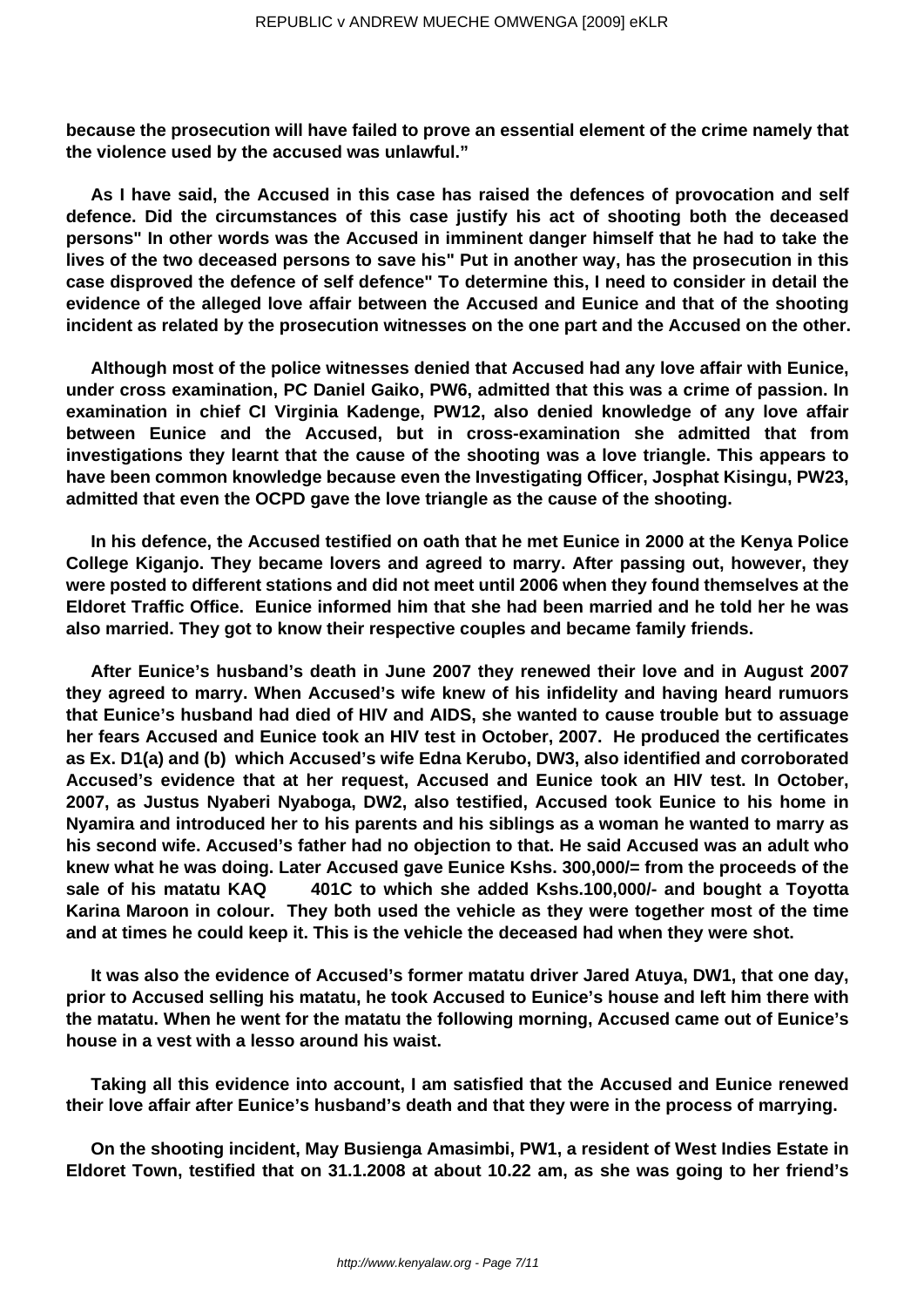**because the prosecution will have failed to prove an essential element of the crime namely that the violence used by the accused was unlawful."**

**As I have said, the Accused in this case has raised the defences of provocation and self defence. Did the circumstances of this case justify his act of shooting both the deceased persons" In other words was the Accused in imminent danger himself that he had to take the lives of the two deceased persons to save his" Put in another way, has the prosecution in this case disproved the defence of self defence" To determine this, I need to consider in detail the evidence of the alleged love affair between the Accused and Eunice and that of the shooting incident as related by the prosecution witnesses on the one part and the Accused on the other.**

**Although most of the police witnesses denied that Accused had any love affair with Eunice, under cross examination, PC Daniel Gaiko, PW6, admitted that this was a crime of passion. In examination in chief CI Virginia Kadenge, PW12, also denied knowledge of any love affair between Eunice and the Accused, but in cross-examination she admitted that from investigations they learnt that the cause of the shooting was a love triangle. This appears to have been common knowledge because even the Investigating Officer, Josphat Kisingu, PW23, admitted that even the OCPD gave the love triangle as the cause of the shooting.**

**In his defence, the Accused testified on oath that he met Eunice in 2000 at the Kenya Police College Kiganjo. They became lovers and agreed to marry. After passing out, however, they were posted to different stations and did not meet until 2006 when they found themselves at the Eldoret Traffic Office. Eunice informed him that she had been married and he told her he was also married. They got to know their respective couples and became family friends.**

**After Eunice's husband's death in June 2007 they renewed their love and in August 2007 they agreed to marry. When Accused's wife knew of his infidelity and having heard rumuors that Eunice's husband had died of HIV and AIDS, she wanted to cause trouble but to assuage her fears Accused and Eunice took an HIV test in October, 2007. He produced the certificates as Ex. D1(a) and (b) which Accused's wife Edna Kerubo, DW3, also identified and corroborated Accused's evidence that at her request, Accused and Eunice took an HIV test. In October, 2007, as Justus Nyaberi Nyaboga, DW2, also testified, Accused took Eunice to his home in Nyamira and introduced her to his parents and his siblings as a woman he wanted to marry as his second wife. Accused's father had no objection to that. He said Accused was an adult who knew what he was doing. Later Accused gave Eunice Kshs. 300,000/= from the proceeds of the sale of his matatu KAQ 401C to which she added Kshs.100,000/- and bought a Toyotta Karina Maroon in colour. They both used the vehicle as they were together most of the time and at times he could keep it. This is the vehicle the deceased had when they were shot.**

**It was also the evidence of Accused's former matatu driver Jared Atuya, DW1, that one day, prior to Accused selling his matatu, he took Accused to Eunice's house and left him there with the matatu. When he went for the matatu the following morning, Accused came out of Eunice's house in a vest with a lesso around his waist.**

**Taking all this evidence into account, I am satisfied that the Accused and Eunice renewed their love affair after Eunice's husband's death and that they were in the process of marrying.**

**On the shooting incident, May Busienga Amasimbi, PW1, a resident of West Indies Estate in Eldoret Town, testified that on 31.1.2008 at about 10.22 am, as she was going to her friend's**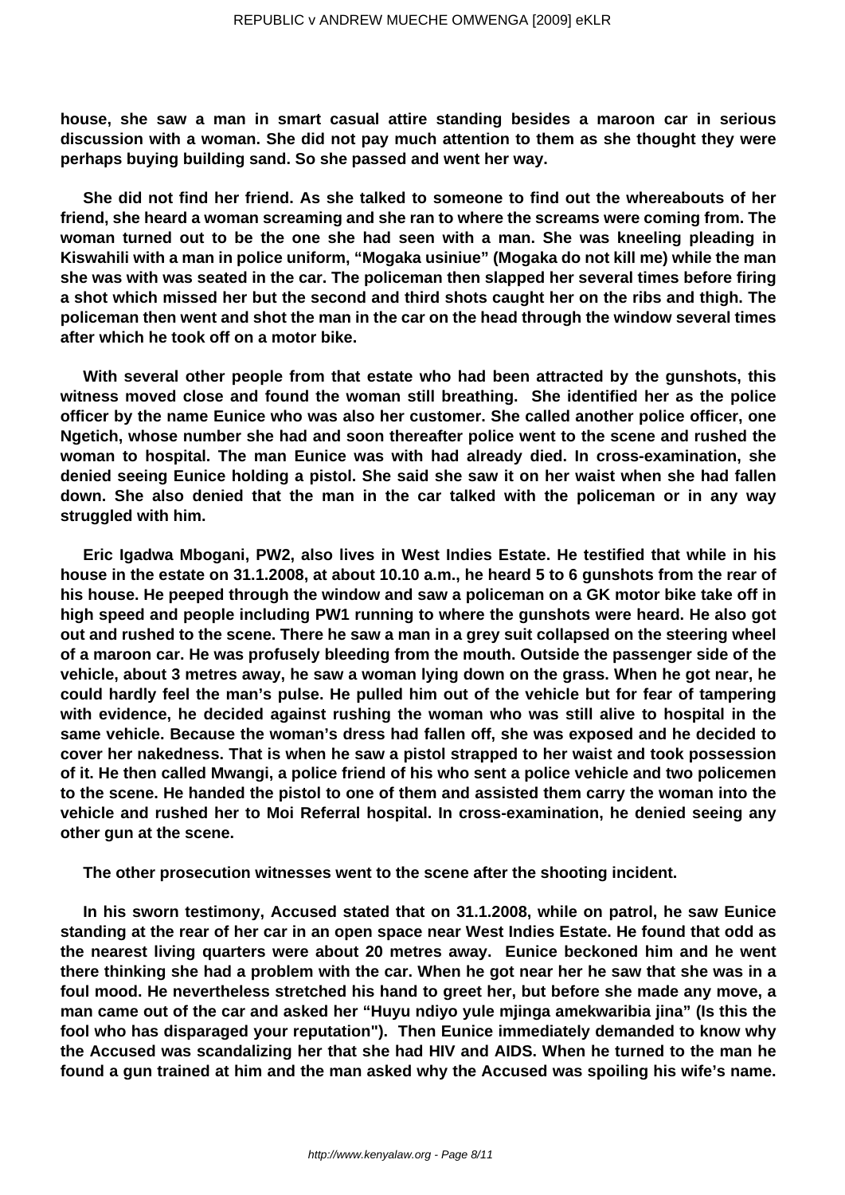**house, she saw a man in smart casual attire standing besides a maroon car in serious discussion with a woman. She did not pay much attention to them as she thought they were perhaps buying building sand. So she passed and went her way.**

**She did not find her friend. As she talked to someone to find out the whereabouts of her friend, she heard a woman screaming and she ran to where the screams were coming from. The woman turned out to be the one she had seen with a man. She was kneeling pleading in Kiswahili with a man in police uniform, "Mogaka usiniue" (Mogaka do not kill me) while the man she was with was seated in the car. The policeman then slapped her several times before firing a shot which missed her but the second and third shots caught her on the ribs and thigh. The policeman then went and shot the man in the car on the head through the window several times after which he took off on a motor bike.**

**With several other people from that estate who had been attracted by the gunshots, this witness moved close and found the woman still breathing. She identified her as the police officer by the name Eunice who was also her customer. She called another police officer, one Ngetich, whose number she had and soon thereafter police went to the scene and rushed the woman to hospital. The man Eunice was with had already died. In cross-examination, she denied seeing Eunice holding a pistol. She said she saw it on her waist when she had fallen down. She also denied that the man in the car talked with the policeman or in any way struggled with him.**

**Eric Igadwa Mbogani, PW2, also lives in West Indies Estate. He testified that while in his house in the estate on 31.1.2008, at about 10.10 a.m., he heard 5 to 6 gunshots from the rear of his house. He peeped through the window and saw a policeman on a GK motor bike take off in high speed and people including PW1 running to where the gunshots were heard. He also got out and rushed to the scene. There he saw a man in a grey suit collapsed on the steering wheel of a maroon car. He was profusely bleeding from the mouth. Outside the passenger side of the vehicle, about 3 metres away, he saw a woman lying down on the grass. When he got near, he could hardly feel the man's pulse. He pulled him out of the vehicle but for fear of tampering with evidence, he decided against rushing the woman who was still alive to hospital in the same vehicle. Because the woman's dress had fallen off, she was exposed and he decided to cover her nakedness. That is when he saw a pistol strapped to her waist and took possession of it. He then called Mwangi, a police friend of his who sent a police vehicle and two policemen to the scene. He handed the pistol to one of them and assisted them carry the woman into the vehicle and rushed her to Moi Referral hospital. In cross-examination, he denied seeing any other gun at the scene.**

**The other prosecution witnesses went to the scene after the shooting incident.**

**In his sworn testimony, Accused stated that on 31.1.2008, while on patrol, he saw Eunice standing at the rear of her car in an open space near West Indies Estate. He found that odd as the nearest living quarters were about 20 metres away. Eunice beckoned him and he went there thinking she had a problem with the car. When he got near her he saw that she was in a foul mood. He nevertheless stretched his hand to greet her, but before she made any move, a man came out of the car and asked her "Huyu ndiyo yule mjinga amekwaribia jina" (Is this the fool who has disparaged your reputation"). Then Eunice immediately demanded to know why the Accused was scandalizing her that she had HIV and AIDS. When he turned to the man he found a gun trained at him and the man asked why the Accused was spoiling his wife's name.**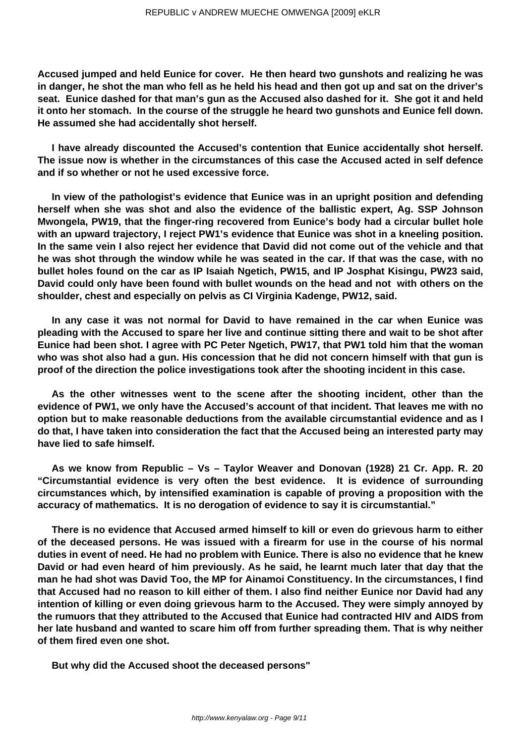**Accused jumped and held Eunice for cover. He then heard two gunshots and realizing he was in danger, he shot the man who fell as he held his head and then got up and sat on the driver's seat. Eunice dashed for that man's gun as the Accused also dashed for it. She got it and held it onto her stomach. In the course of the struggle he heard two gunshots and Eunice fell down. He assumed she had accidentally shot herself.**

**I have already discounted the Accused's contention that Eunice accidentally shot herself. The issue now is whether in the circumstances of this case the Accused acted in self defence and if so whether or not he used excessive force.**

**In view of the pathologist's evidence that Eunice was in an upright position and defending herself when she was shot and also the evidence of the ballistic expert, Ag. SSP Johnson Mwongela, PW19, that the finger-ring recovered from Eunice's body had a circular bullet hole with an upward trajectory, I reject PW1's evidence that Eunice was shot in a kneeling position. In the same vein I also reject her evidence that David did not come out of the vehicle and that he was shot through the window while he was seated in the car. If that was the case, with no bullet holes found on the car as IP Isaiah Ngetich, PW15, and IP Josphat Kisingu, PW23 said, David could only have been found with bullet wounds on the head and not with others on the shoulder, chest and especially on pelvis as CI Virginia Kadenge, PW12, said.**

**In any case it was not normal for David to have remained in the car when Eunice was pleading with the Accused to spare her live and continue sitting there and wait to be shot after Eunice had been shot. I agree with PC Peter Ngetich, PW17, that PW1 told him that the woman who was shot also had a gun. His concession that he did not concern himself with that gun is proof of the direction the police investigations took after the shooting incident in this case.**

**As the other witnesses went to the scene after the shooting incident, other than the evidence of PW1, we only have the Accused's account of that incident. That leaves me with no option but to make reasonable deductions from the available circumstantial evidence and as I do that, I have taken into consideration the fact that the Accused being an interested party may have lied to safe himself.**

**As we know from Republic – Vs – Taylor Weaver and Donovan (1928) 21 Cr. App. R. 20 "Circumstantial evidence is very often the best evidence. It is evidence of surrounding circumstances which, by intensified examination is capable of proving a proposition with the accuracy of mathematics. It is no derogation of evidence to say it is circumstantial."**

**There is no evidence that Accused armed himself to kill or even do grievous harm to either of the deceased persons. He was issued with a firearm for use in the course of his normal duties in event of need. He had no problem with Eunice. There is also no evidence that he knew David or had even heard of him previously. As he said, he learnt much later that day that the man he had shot was David Too, the MP for Ainamoi Constituency. In the circumstances, I find that Accused had no reason to kill either of them. I also find neither Eunice nor David had any intention of killing or even doing grievous harm to the Accused. They were simply annoyed by the rumuors that they attributed to the Accused that Eunice had contracted HIV and AIDS from her late husband and wanted to scare him off from further spreading them. That is why neither of them fired even one shot.**

**But why did the Accused shoot the deceased persons"**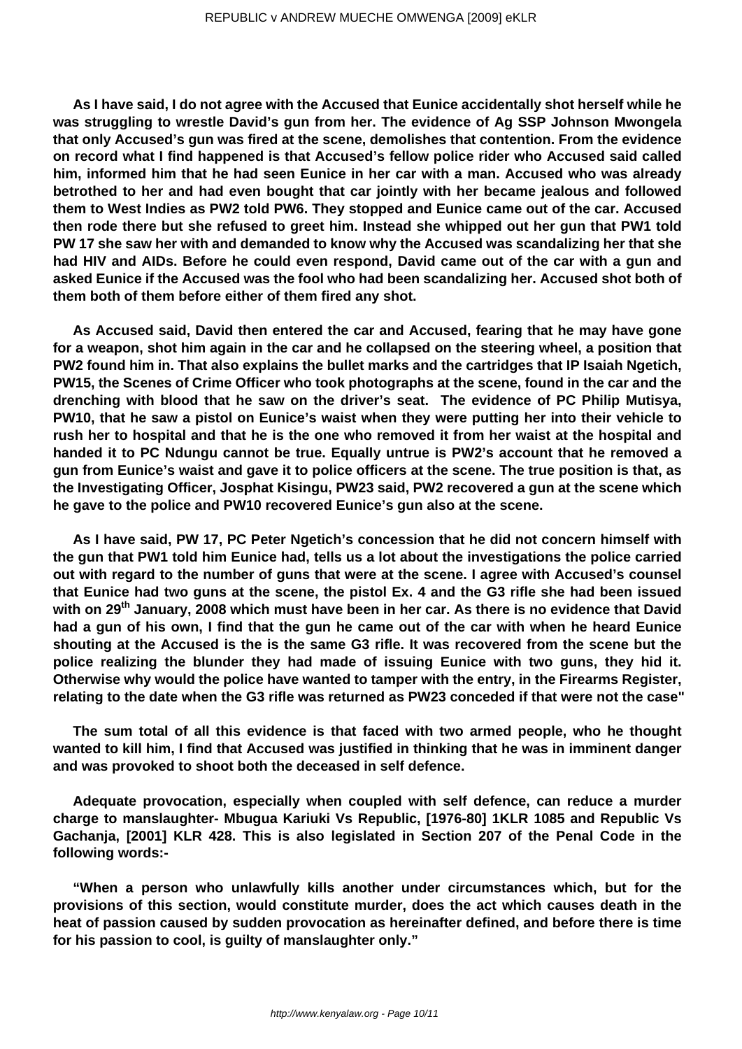**As I have said, I do not agree with the Accused that Eunice accidentally shot herself while he was struggling to wrestle David's gun from her. The evidence of Ag SSP Johnson Mwongela that only Accused's gun was fired at the scene, demolishes that contention. From the evidence on record what I find happened is that Accused's fellow police rider who Accused said called him, informed him that he had seen Eunice in her car with a man. Accused who was already betrothed to her and had even bought that car jointly with her became jealous and followed them to West Indies as PW2 told PW6. They stopped and Eunice came out of the car. Accused then rode there but she refused to greet him. Instead she whipped out her gun that PW1 told PW 17 she saw her with and demanded to know why the Accused was scandalizing her that she had HIV and AIDs. Before he could even respond, David came out of the car with a gun and asked Eunice if the Accused was the fool who had been scandalizing her. Accused shot both of them both of them before either of them fired any shot.**

**As Accused said, David then entered the car and Accused, fearing that he may have gone for a weapon, shot him again in the car and he collapsed on the steering wheel, a position that PW2 found him in. That also explains the bullet marks and the cartridges that IP Isaiah Ngetich, PW15, the Scenes of Crime Officer who took photographs at the scene, found in the car and the drenching with blood that he saw on the driver's seat. The evidence of PC Philip Mutisya, PW10, that he saw a pistol on Eunice's waist when they were putting her into their vehicle to rush her to hospital and that he is the one who removed it from her waist at the hospital and handed it to PC Ndungu cannot be true. Equally untrue is PW2's account that he removed a gun from Eunice's waist and gave it to police officers at the scene. The true position is that, as the Investigating Officer, Josphat Kisingu, PW23 said, PW2 recovered a gun at the scene which he gave to the police and PW10 recovered Eunice's gun also at the scene.**

**As I have said, PW 17, PC Peter Ngetich's concession that he did not concern himself with the gun that PW1 told him Eunice had, tells us a lot about the investigations the police carried out with regard to the number of guns that were at the scene. I agree with Accused's counsel that Eunice had two guns at the scene, the pistol Ex. 4 and the G3 rifle she had been issued with on 29th January, 2008 which must have been in her car. As there is no evidence that David had a gun of his own, I find that the gun he came out of the car with when he heard Eunice shouting at the Accused is the is the same G3 rifle. It was recovered from the scene but the police realizing the blunder they had made of issuing Eunice with two guns, they hid it. Otherwise why would the police have wanted to tamper with the entry, in the Firearms Register, relating to the date when the G3 rifle was returned as PW23 conceded if that were not the case"**

**The sum total of all this evidence is that faced with two armed people, who he thought wanted to kill him, I find that Accused was justified in thinking that he was in imminent danger and was provoked to shoot both the deceased in self defence.**

**Adequate provocation, especially when coupled with self defence, can reduce a murder charge to manslaughter- Mbugua Kariuki Vs Republic, [1976-80] 1KLR 1085 and Republic Vs Gachanja, [2001] KLR 428. This is also legislated in Section 207 of the Penal Code in the following words:-**

**"When a person who unlawfully kills another under circumstances which, but for the provisions of this section, would constitute murder, does the act which causes death in the heat of passion caused by sudden provocation as hereinafter defined, and before there is time for his passion to cool, is guilty of manslaughter only."**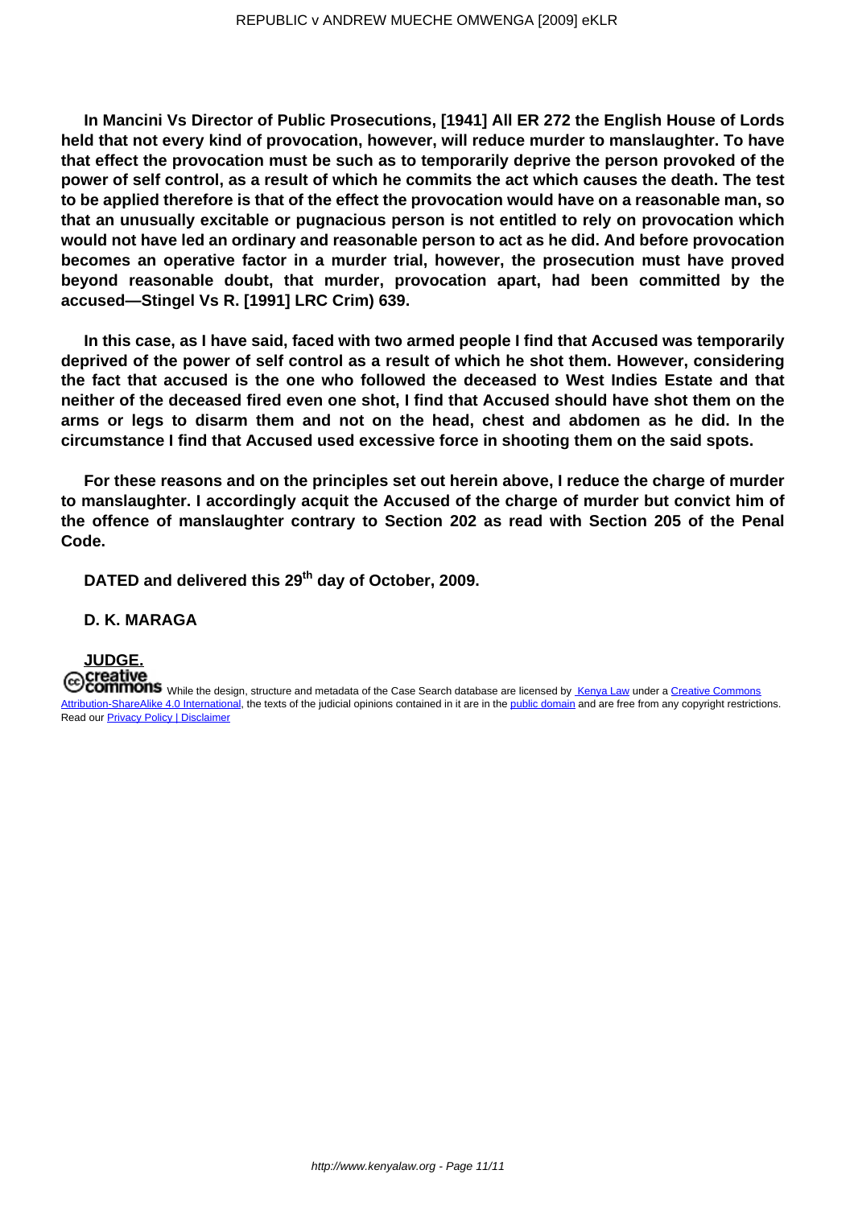**In Mancini Vs Director of Public Prosecutions, [1941] All ER 272 the English House of Lords held that not every kind of provocation, however, will reduce murder to manslaughter. To have that effect the provocation must be such as to temporarily deprive the person provoked of the power of self control, as a result of which he commits the act which causes the death. The test to be applied therefore is that of the effect the provocation would have on a reasonable man, so that an unusually excitable or pugnacious person is not entitled to rely on provocation which would not have led an ordinary and reasonable person to act as he did. And before provocation becomes an operative factor in a murder trial, however, the prosecution must have proved beyond reasonable doubt, that murder, provocation apart, had been committed by the accused—Stingel Vs R. [1991] LRC Crim) 639.**

**In this case, as I have said, faced with two armed people I find that Accused was temporarily deprived of the power of self control as a result of which he shot them. However, considering the fact that accused is the one who followed the deceased to West Indies Estate and that neither of the deceased fired even one shot, I find that Accused should have shot them on the arms or legs to disarm them and not on the head, chest and abdomen as he did. In the circumstance I find that Accused used excessive force in shooting them on the said spots.**

**For these reasons and on the principles set out herein above, I reduce the charge of murder to manslaughter. I accordingly acquit the Accused of the charge of murder but convict him of the offence of manslaughter contrary to Section 202 as read with Section 205 of the Penal Code.**

**DATED and delivered this 29th day of October, 2009.**

**D. K. MARAGA**

**JUDGE.**

While the design, structure and metadata of the Case Search database are licensed by Kenya Law under a Creative Commons Attribution-ShareAlike 4.0 International, the texts of the judicial opinions contained in it are in the public domain and are free from any copyright restrictions. Read our Privacy Policy | Disclaimer